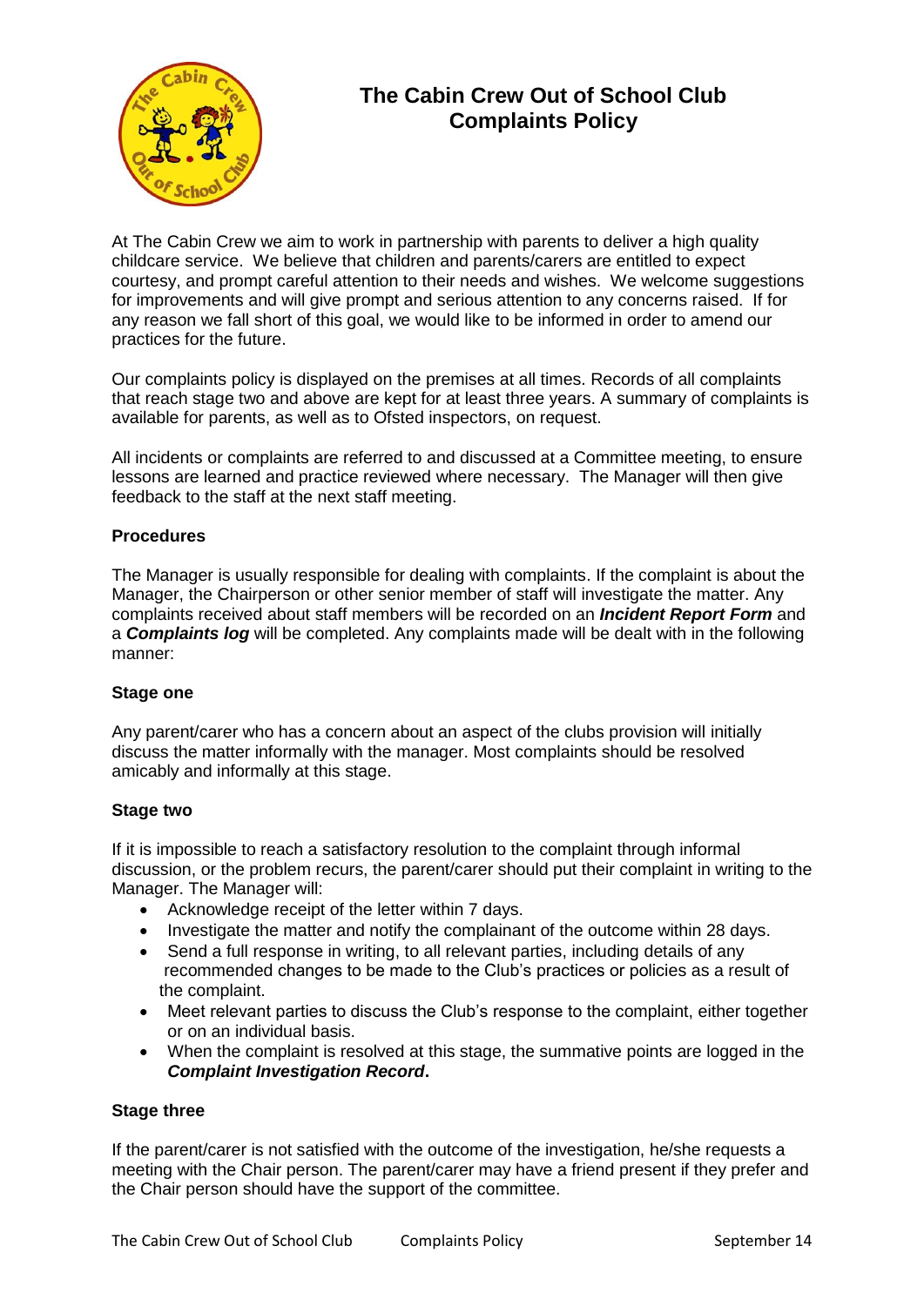# The Cabin Crew Out of School Club Complaints Policy

At The Cabin Crew we aim to work in partnership with parents to deliver a high quality childcare service. We believe that children and parents/carers are entitled to expect courtesy, and prompt careful attention to their needs and wishes. We welcome suggestions for improvements and will give prompt and serious attention to any concerns raised. If for any reason we fall short of this goal, we would like to be informed in order to amend our practices for the future.

Our complaints policy is displayed on the premises at all times. Records of all complaints that reach stage two and above are kept for at least three years. A summary of complaints is available for parents, as well as to Ofsted inspectors, on request.

All incidents or complaints are referred to and discussed at a Committee meeting, to ensure lessons are learned and practice reviewed where necessary. The Manager will then give feedback to the staff at the next staff meeting.

**Procedures**

The Manager is usually responsible for dealing with complaints. If the complaint is about the Manager, the Chairperson or other senior member of staff will investigate the matter. Any complaints received about staff members will be recorded on an ***Incident Report Form*** and a ***Complaints log*** will be completed. Any complaints made will be dealt with in the following manner:

**Stage one**

Any parent/carer who has a concern about an aspect of the clubs provision will initially discuss the matter informally with the manager. Most complaints should be resolved amicably and informally at this stage.

**Stage two**

If it is impossible to reach a satisfactory resolution to the complaint through informal discussion, or the problem recurs, the parent/carer should put their complaint in writing to the Manager. The Manager will:

- Acknowledge receipt of the letter within 7 days.
- Investigate the matter and notify the complainant of the outcome within 28 days.
- Send a full response in writing, to all relevant parties, including details of any recommended changes to be made to the Club's practices or policies as a result of the complaint.
- Meet relevant parties to discuss the Club's response to the complaint, either together or on an individual basis.
- When the complaint is resolved at this stage, the summative points are logged in the ***Complaint Investigation Record*.**

**Stage three**

If the parent/carer is not satisfied with the outcome of the investigation, he/she requests a meeting with the Chair person. The parent/carer may have a friend present if they prefer and the Chair person should have the support of the committee.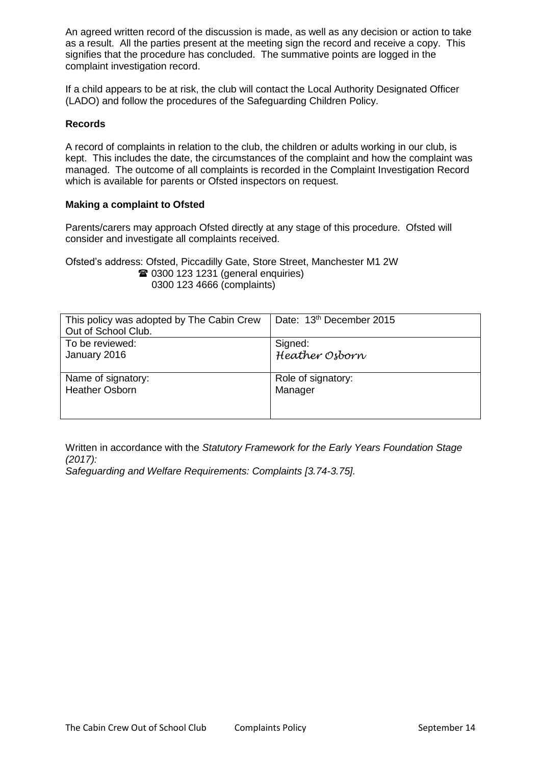An agreed written record of the discussion is made, as well as any decision or action to take as a result. All the parties present at the meeting sign the record and receive a copy. This signifies that the procedure has concluded. The summative points are logged in the complaint investigation record.

If a child appears to be at risk, the club will contact the Local Authority Designated Officer (LADO) and follow the procedures of the Safeguarding Children Policy.

**Records**

A record of complaints in relation to the club, the children or adults working in our club, is kept. This includes the date, the circumstances of the complaint and how the complaint was managed. The outcome of all complaints is recorded in the Complaint Investigation Record which is available for parents or Ofsted inspectors on request.

**Making a complaint to Ofsted**

Parents/carers may approach Ofsted directly at any stage of this procedure. Ofsted will consider and investigate all complaints received.

Ofsted's address: Ofsted, Piccadilly Gate, Store Street, Manchester M1 2W
☎ 0300 123 1231 (general enquiries)
0300 123 4666 (complaints)

| | |
|---|---|
| This policy was adopted by The Cabin Crew Out of School Club. | Date: 13th December 2015 |
| To be reviewed: January 2016 | Signed: *Heather Osborn* |
| Name of signatory: Heather Osborn | Role of signatory: Manager |

Written in accordance with the *Statutory Framework for the Early Years Foundation Stage (2017): Safeguarding and Welfare Requirements: Complaints [3.74-3.75].*